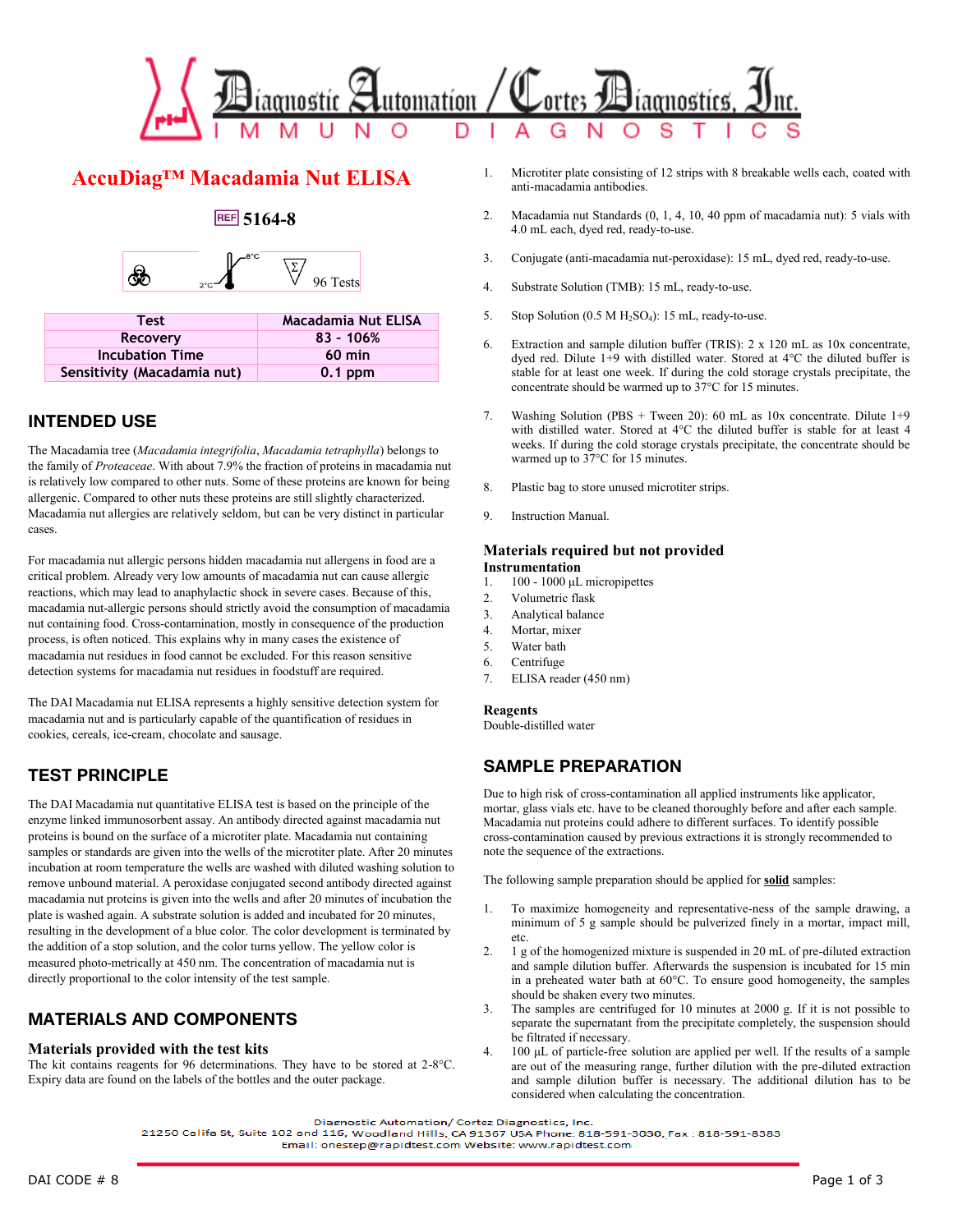# AccuDiag™ Macadamia Nut ELISA

REF 5164-8

2°C–8°C · 96 Tests

| Test | Macadamia Nut ELISA |
|---|---|
| Recovery | 83 - 106% |
| Incubation Time | 60 min |
| Sensitivity (Macadamia nut) | 0.1 ppm |

## INTENDED USE

The Macadamia tree (*Macadamia integrifolia*, *Macadamia tetraphylla*) belongs to the family of *Proteaceae*. With about 7.9% the fraction of proteins in macadamia nut is relatively low compared to other nuts. Some of these proteins are known for being allergenic. Compared to other nuts these proteins are still slightly characterized. Macadamia nut allergies are relatively seldom, but can be very distinct in particular cases.

For macadamia nut allergic persons hidden macadamia nut allergens in food are a critical problem. Already very low amounts of macadamia nut can cause allergic reactions, which may lead to anaphylactic shock in severe cases. Because of this, macadamia nut-allergic persons should strictly avoid the consumption of macadamia nut containing food. Cross-contamination, mostly in consequence of the production process, is often noticed. This explains why in many cases the existence of macadamia nut residues in food cannot be excluded. For this reason sensitive detection systems for macadamia nut residues in foodstuff are required.

The DAI Macadamia nut ELISA represents a highly sensitive detection system for macadamia nut and is particularly capable of the quantification of residues in cookies, cereals, ice-cream, chocolate and sausage.

## TEST PRINCIPLE

The DAI Macadamia nut quantitative ELISA test is based on the principle of the enzyme linked immunosorbent assay. An antibody directed against macadamia nut proteins is bound on the surface of a microtiter plate. Macadamia nut containing samples or standards are given into the wells of the microtiter plate. After 20 minutes incubation at room temperature the wells are washed with diluted washing solution to remove unbound material. A peroxidase conjugated second antibody directed against macadamia nut proteins is given into the wells and after 20 minutes of incubation the plate is washed again. A substrate solution is added and incubated for 20 minutes, resulting in the development of a blue color. The color development is terminated by the addition of a stop solution, and the color turns yellow. The yellow color is measured photo-metrically at 450 nm. The concentration of macadamia nut is directly proportional to the color intensity of the test sample.

## MATERIALS AND COMPONENTS

### Materials provided with the test kits

The kit contains reagents for 96 determinations. They have to be stored at 2-8°C. Expiry data are found on the labels of the bottles and the outer package.

1. Microtiter plate consisting of 12 strips with 8 breakable wells each, coated with anti-macadamia antibodies.
2. Macadamia nut Standards (0, 1, 4, 10, 40 ppm of macadamia nut): 5 vials with 4.0 mL each, dyed red, ready-to-use.
3. Conjugate (anti-macadamia nut-peroxidase): 15 mL, dyed red, ready-to-use.
4. Substrate Solution (TMB): 15 mL, ready-to-use.
5. Stop Solution (0.5 M $H_2SO_4$): 15 mL, ready-to-use.
6. Extraction and sample dilution buffer (TRIS): 2 x 120 mL as 10x concentrate, dyed red. Dilute 1+9 with distilled water. Stored at 4°C the diluted buffer is stable for at least one week. If during the cold storage crystals precipitate, the concentrate should be warmed up to 37°C for 15 minutes.
7. Washing Solution (PBS + Tween 20): 60 mL as 10x concentrate. Dilute 1+9 with distilled water. Stored at 4°C the diluted buffer is stable for at least 4 weeks. If during the cold storage crystals precipitate, the concentrate should be warmed up to 37°C for 15 minutes.
8. Plastic bag to store unused microtiter strips.
9. Instruction Manual.

### Materials required but not provided

**Instrumentation**

1. 100 - 1000 µL micropipettes
2. Volumetric flask
3. Analytical balance
4. Mortar, mixer
5. Water bath
6. Centrifuge
7. ELISA reader (450 nm)

**Reagents**

Double-distilled water

## SAMPLE PREPARATION

Due to high risk of cross-contamination all applied instruments like applicator, mortar, glass vials etc. have to be cleaned thoroughly before and after each sample. Macadamia nut proteins could adhere to different surfaces. To identify possible cross-contamination caused by previous extractions it is strongly recommended to note the sequence of the extractions.

The following sample preparation should be applied for **solid** samples:

1. To maximize homogeneity and representative-ness of the sample drawing, a minimum of 5 g sample should be pulverized finely in a mortar, impact mill, etc.
2. 1 g of the homogenized mixture is suspended in 20 mL of pre-diluted extraction and sample dilution buffer. Afterwards the suspension is incubated for 15 min in a preheated water bath at 60°C. To ensure good homogeneity, the samples should be shaken every two minutes.
3. The samples are centrifuged for 10 minutes at 2000 g. If it is not possible to separate the supernatant from the precipitate completely, the suspension should be filtrated if necessary.
4. 100 µL of particle-free solution are applied per well. If the results of a sample are out of the measuring range, further dilution with the pre-diluted extraction and sample dilution buffer is necessary. The additional dilution has to be considered when calculating the concentration.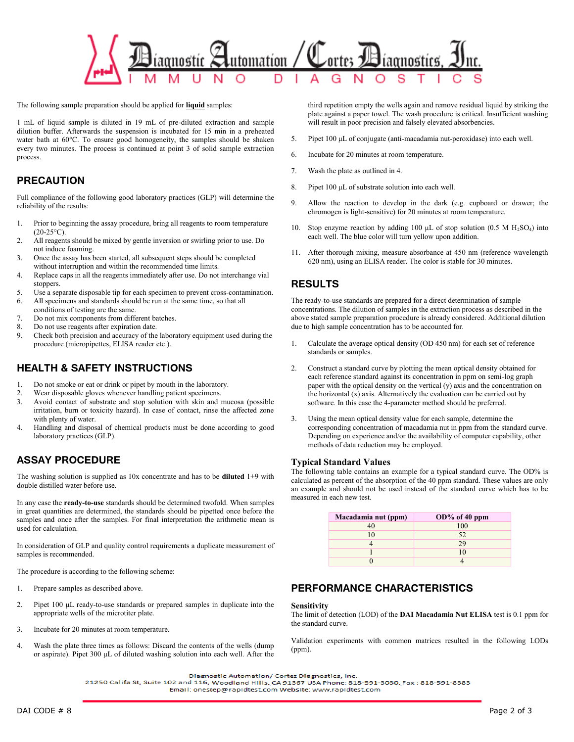The following sample preparation should be applied for **liquid** samples:

1 mL of liquid sample is diluted in 19 mL of pre-diluted extraction and sample dilution buffer. Afterwards the suspension is incubated for 15 min in a preheated water bath at 60°C. To ensure good homogeneity, the samples should be shaken every two minutes. The process is continued at point 3 of solid sample extraction process.

## PRECAUTION

Full compliance of the following good laboratory practices (GLP) will determine the reliability of the results:

1. Prior to beginning the assay procedure, bring all reagents to room temperature (20-25°C).
2. All reagents should be mixed by gentle inversion or swirling prior to use. Do not induce foaming.
3. Once the assay has been started, all subsequent steps should be completed without interruption and within the recommended time limits.
4. Replace caps in all the reagents immediately after use. Do not interchange vial stoppers.
5. Use a separate disposable tip for each specimen to prevent cross-contamination.
6. All specimens and standards should be run at the same time, so that all conditions of testing are the same.
7. Do not mix components from different batches.
8. Do not use reagents after expiration date.
9. Check both precision and accuracy of the laboratory equipment used during the procedure (micropipettes, ELISA reader etc.).

## HEALTH & SAFETY INSTRUCTIONS

1. Do not smoke or eat or drink or pipet by mouth in the laboratory.
2. Wear disposable gloves whenever handling patient specimens.
3. Avoid contact of substrate and stop solution with skin and mucosa (possible irritation, burn or toxicity hazard). In case of contact, rinse the affected zone with plenty of water.
4. Handling and disposal of chemical products must be done according to good laboratory practices (GLP).

## ASSAY PROCEDURE

The washing solution is supplied as 10x concentrate and has to be **diluted** 1+9 with double distilled water before use.

In any case the **ready-to-use** standards should be determined twofold. When samples in great quantities are determined, the standards should be pipetted once before the samples and once after the samples. For final interpretation the arithmetic mean is used for calculation.

In consideration of GLP and quality control requirements a duplicate measurement of samples is recommended.

The procedure is according to the following scheme:

1. Prepare samples as described above.
2. Pipet 100 µL ready-to-use standards or prepared samples in duplicate into the appropriate wells of the microtiter plate.
3. Incubate for 20 minutes at room temperature.
4. Wash the plate three times as follows: Discard the contents of the wells (dump or aspirate). Pipet 300 µL of diluted washing solution into each well. After the third repetition empty the wells again and remove residual liquid by striking the plate against a paper towel. The wash procedure is critical. Insufficient washing will result in poor precision and falsely elevated absorbencies.
5. Pipet 100 µL of conjugate (anti-macadamia nut-peroxidase) into each well.
6. Incubate for 20 minutes at room temperature.
7. Wash the plate as outlined in 4.
8. Pipet 100 µL of substrate solution into each well.
9. Allow the reaction to develop in the dark (e.g. cupboard or drawer; the chromogen is light-sensitive) for 20 minutes at room temperature.
10. Stop enzyme reaction by adding 100 µL of stop solution (0.5 M $H_2SO_4$) into each well. The blue color will turn yellow upon addition.
11. After thorough mixing, measure absorbance at 450 nm (reference wavelength 620 nm), using an ELISA reader. The color is stable for 30 minutes.

## RESULTS

The ready-to-use standards are prepared for a direct determination of sample concentrations. The dilution of samples in the extraction process as described in the above stated sample preparation procedure is already considered. Additional dilution due to high sample concentration has to be accounted for.

1. Calculate the average optical density (OD 450 nm) for each set of reference standards or samples.
2. Construct a standard curve by plotting the mean optical density obtained for each reference standard against its concentration in ppm on semi-log graph paper with the optical density on the vertical (y) axis and the concentration on the horizontal (x) axis. Alternatively the evaluation can be carried out by software. In this case the 4-parameter method should be preferred.
3. Using the mean optical density value for each sample, determine the corresponding concentration of macadamia nut in ppm from the standard curve. Depending on experience and/or the availability of computer capability, other methods of data reduction may be employed.

### Typical Standard Values

The following table contains an example for a typical standard curve. The OD% is calculated as percent of the absorption of the 40 ppm standard. These values are only an example and should not be used instead of the standard curve which has to be measured in each new test.

| Macadamia nut (ppm) | OD% of 40 ppm |
|---|---|
| 40 | 100 |
| 10 | 52 |
| 4 | 29 |
| 1 | 10 |
| 0 | 4 |

## PERFORMANCE CHARACTERISTICS

### Sensitivity

The limit of detection (LOD) of the **DAI Macadamia Nut ELISA** test is 0.1 ppm for the standard curve.

Validation experiments with common matrices resulted in the following LODs (ppm).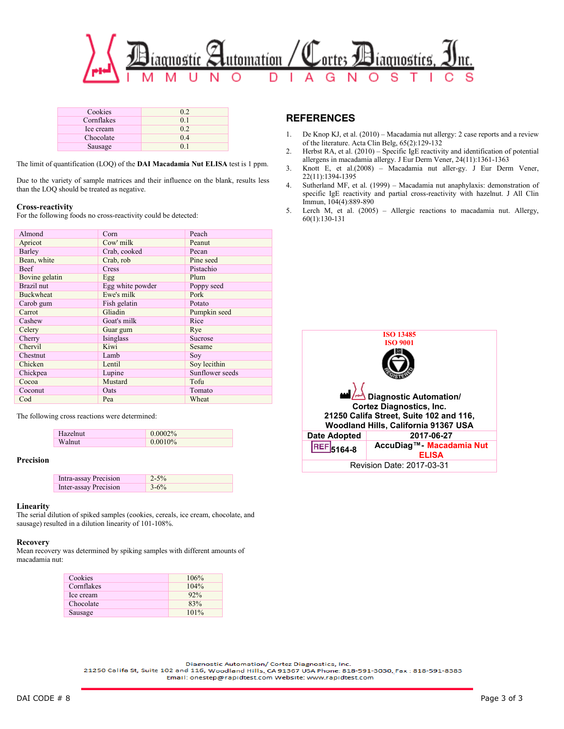| | |
|---|---|
| Cookies | 0.2 |
| Cornflakes | 0.1 |
| Ice cream | 0.2 |
| Chocolate | 0.4 |
| Sausage | 0.1 |

The limit of quantification (LOQ) of the **DAI Macadamia Nut ELISA** test is 1 ppm.

Due to the variety of sample matrices and their influence on the blank, results less than the LOQ should be treated as negative.

### Cross-reactivity

For the following foods no cross-reactivity could be detected:

| | | |
|---|---|---|
| Almond | Corn | Peach |
| Apricot | Cow' milk | Peanut |
| Barley | Crab, cooked | Pecan |
| Bean, white | Crab, rob | Pine seed |
| Beef | Cress | Pistachio |
| Bovine gelatin | Egg | Plum |
| Brazil nut | Egg white powder | Poppy seed |
| Buckwheat | Ewe's milk | Pork |
| Carob gum | Fish gelatin | Potato |
| Carrot | Gliadin | Pumpkin seed |
| Cashew | Goat's milk | Rice |
| Celery | Guar gum | Rye |
| Cherry | Isinglass | Sucrose |
| Chervil | Kiwi | Sesame |
| Chestnut | Lamb | Soy |
| Chicken | Lentil | Soy lecithin |
| Chickpea | Lupine | Sunflower seeds |
| Cocoa | Mustard | Tofu |
| Coconut | Oats | Tomato |
| Cod | Pea | Wheat |

The following cross reactions were determined:

| | |
|---|---|
| Hazelnut | 0.0002% |
| Walnut | 0.0010% |

### Precision

| | |
|---|---|
| Intra-assay Precision | 2-5% |
| Inter-assay Precision | 3-6% |

### Linearity

The serial dilution of spiked samples (cookies, cereals, ice cream, chocolate, and sausage) resulted in a dilution linearity of 101-108%.

### Recovery

Mean recovery was determined by spiking samples with different amounts of macadamia nut:

| | |
|---|---|
| Cookies | 106% |
| Cornflakes | 104% |
| Ice cream | 92% |
| Chocolate | 83% |
| Sausage | 101% |

## REFERENCES

1. De Knop KJ, et al. (2010) – Macadamia nut allergy: 2 case reports and a review of the literature. Acta Clin Belg, 65(2):129-132
2. Herbst RA, et al. (2010) – Specific IgE reactivity and identification of potential allergens in macadamia allergy. J Eur Derm Vener, 24(11):1361-1363
3. Knott E, et al.(2008) – Macadamia nut aller-gy. J Eur Derm Vener, 22(11):1394-1395
4. Sutherland MF, et al. (1999) – Macadamia nut anaphylaxis: demonstration of specific IgE reactivity and partial cross-reactivity with hazelnut. J All Clin Immun, 104(4):889-890
5. Lerch M, et al. (2005) – Allergic reactions to macadamia nut. Allergy, 60(1):130-131

ISO 13485
ISO 9001

**Diagnostic Automation/**
**Cortez Diagnostics, Inc.**
**21250 Califa Street, Suite 102 and 116,**
**Woodland Hills, California 91367 USA**

| | |
|---|---|
| **Date Adopted** | **2017-06-27** |
| **REF 5164-8** | **AccuDiag™- Macadamia Nut ELISA** |

Revision Date: 2017-03-31

Diagnostic Automation/ Cortez Diagnostics, Inc.
21250 Califa St, Suite 102 and 116, Woodland Hills, CA 91367 USA Phone: 818-591-3030, Fax : 818-591-8383
Email: onestep@rapidtest.com Website: www.rapidtest.com

DAI CODE # 8